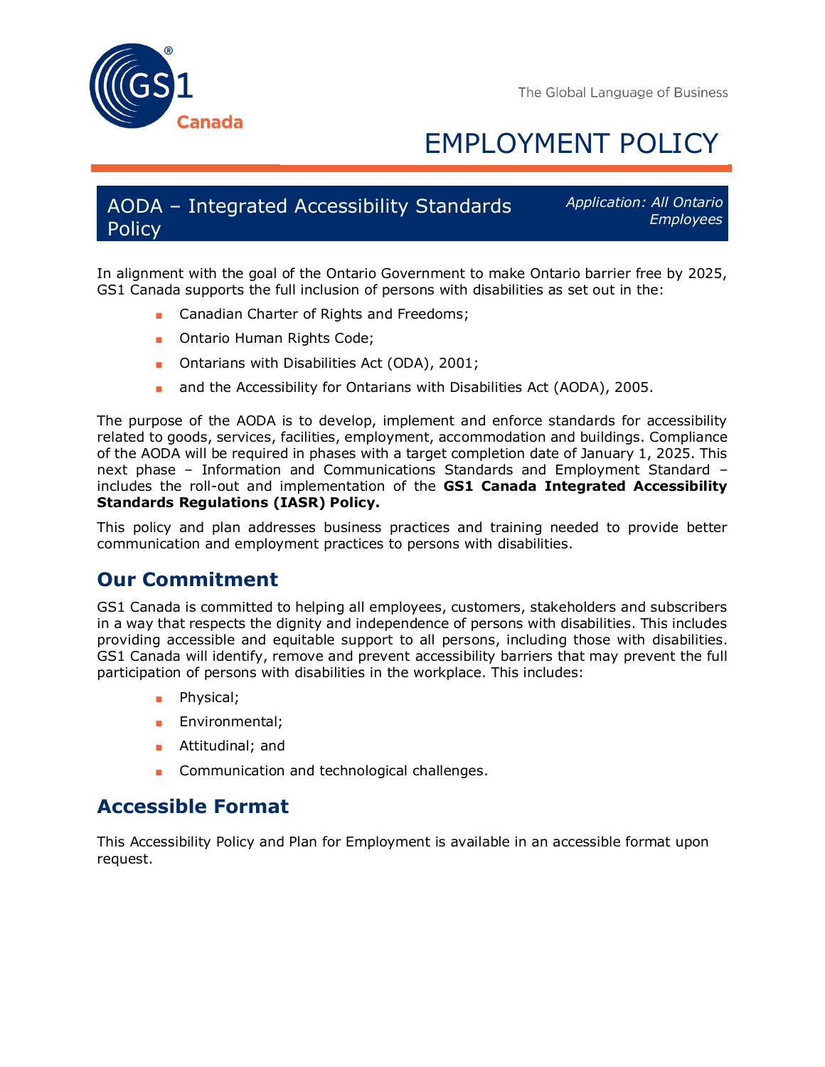# EMPLOYMENT POLICY

## AODA – Integrated Accessibility Standards Policy

*Application: All Ontario Employees*

In alignment with the goal of the Ontario Government to make Ontario barrier free by 2025, GS1 Canada supports the full inclusion of persons with disabilities as set out in the:

- Canadian Charter of Rights and Freedoms;
- Ontario Human Rights Code;
- Ontarians with Disabilities Act (ODA), 2001;
- and the Accessibility for Ontarians with Disabilities Act (AODA), 2005.

The purpose of the AODA is to develop, implement and enforce standards for accessibility related to goods, services, facilities, employment, accommodation and buildings. Compliance of the AODA will be required in phases with a target completion date of January 1, 2025. This next phase – Information and Communications Standards and Employment Standard – includes the roll-out and implementation of the **GS1 Canada Integrated Accessibility Standards Regulations (IASR) Policy.**

This policy and plan addresses business practices and training needed to provide better communication and employment practices to persons with disabilities.

## Our Commitment

GS1 Canada is committed to helping all employees, customers, stakeholders and subscribers in a way that respects the dignity and independence of persons with disabilities. This includes providing accessible and equitable support to all persons, including those with disabilities. GS1 Canada will identify, remove and prevent accessibility barriers that may prevent the full participation of persons with disabilities in the workplace. This includes:

- Physical;
- Environmental;
- Attitudinal; and
- Communication and technological challenges.

## Accessible Format

This Accessibility Policy and Plan for Employment is available in an accessible format upon request.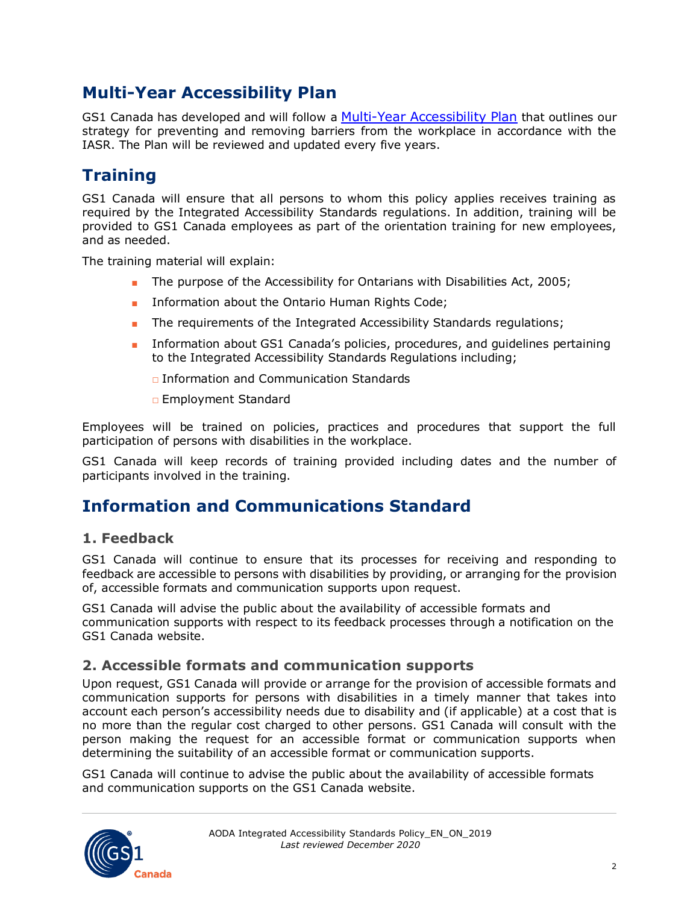## Multi-Year Accessibility Plan

GS1 Canada has developed and will follow a [Multi-Year Accessibility Plan]() that outlines our strategy for preventing and removing barriers from the workplace in accordance with the IASR. The Plan will be reviewed and updated every five years.

## Training

GS1 Canada will ensure that all persons to whom this policy applies receives training as required by the Integrated Accessibility Standards regulations. In addition, training will be provided to GS1 Canada employees as part of the orientation training for new employees, and as needed.

The training material will explain:

- The purpose of the Accessibility for Ontarians with Disabilities Act, 2005;
- Information about the Ontario Human Rights Code;
- The requirements of the Integrated Accessibility Standards regulations;
- Information about GS1 Canada's policies, procedures, and guidelines pertaining to the Integrated Accessibility Standards Regulations including;
  - Information and Communication Standards
  - Employment Standard

Employees will be trained on policies, practices and procedures that support the full participation of persons with disabilities in the workplace.

GS1 Canada will keep records of training provided including dates and the number of participants involved in the training.

## Information and Communications Standard

### 1. Feedback

GS1 Canada will continue to ensure that its processes for receiving and responding to feedback are accessible to persons with disabilities by providing, or arranging for the provision of, accessible formats and communication supports upon request.

GS1 Canada will advise the public about the availability of accessible formats and communication supports with respect to its feedback processes through a notification on the GS1 Canada website.

### 2. Accessible formats and communication supports

Upon request, GS1 Canada will provide or arrange for the provision of accessible formats and communication supports for persons with disabilities in a timely manner that takes into account each person's accessibility needs due to disability and (if applicable) at a cost that is no more than the regular cost charged to other persons. GS1 Canada will consult with the person making the request for an accessible format or communication supports when determining the suitability of an accessible format or communication supports.

GS1 Canada will continue to advise the public about the availability of accessible formats and communication supports on the GS1 Canada website.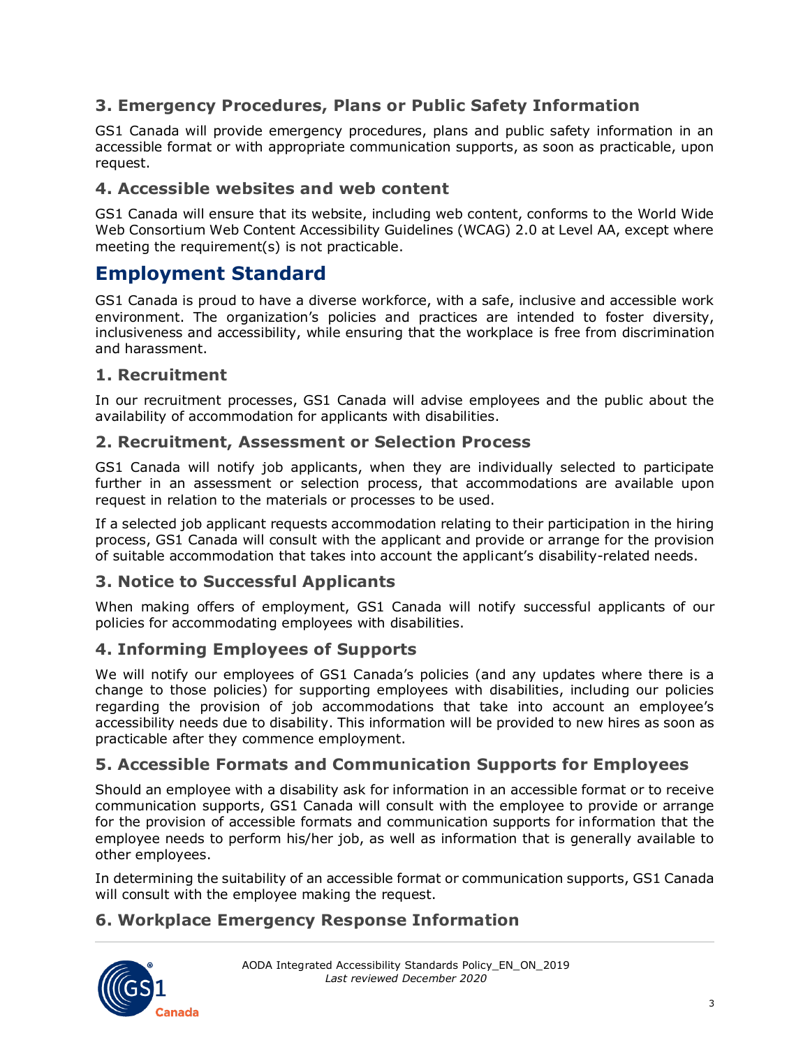### 3. Emergency Procedures, Plans or Public Safety Information

GS1 Canada will provide emergency procedures, plans and public safety information in an accessible format or with appropriate communication supports, as soon as practicable, upon request.

### 4. Accessible websites and web content

GS1 Canada will ensure that its website, including web content, conforms to the World Wide Web Consortium Web Content Accessibility Guidelines (WCAG) 2.0 at Level AA, except where meeting the requirement(s) is not practicable.

## Employment Standard

GS1 Canada is proud to have a diverse workforce, with a safe, inclusive and accessible work environment. The organization's policies and practices are intended to foster diversity, inclusiveness and accessibility, while ensuring that the workplace is free from discrimination and harassment.

### 1. Recruitment

In our recruitment processes, GS1 Canada will advise employees and the public about the availability of accommodation for applicants with disabilities.

### 2. Recruitment, Assessment or Selection Process

GS1 Canada will notify job applicants, when they are individually selected to participate further in an assessment or selection process, that accommodations are available upon request in relation to the materials or processes to be used.

If a selected job applicant requests accommodation relating to their participation in the hiring process, GS1 Canada will consult with the applicant and provide or arrange for the provision of suitable accommodation that takes into account the applicant's disability-related needs.

### 3. Notice to Successful Applicants

When making offers of employment, GS1 Canada will notify successful applicants of our policies for accommodating employees with disabilities.

### 4. Informing Employees of Supports

We will notify our employees of GS1 Canada's policies (and any updates where there is a change to those policies) for supporting employees with disabilities, including our policies regarding the provision of job accommodations that take into account an employee's accessibility needs due to disability. This information will be provided to new hires as soon as practicable after they commence employment.

### 5. Accessible Formats and Communication Supports for Employees

Should an employee with a disability ask for information in an accessible format or to receive communication supports, GS1 Canada will consult with the employee to provide or arrange for the provision of accessible formats and communication supports for information that the employee needs to perform his/her job, as well as information that is generally available to other employees.

In determining the suitability of an accessible format or communication supports, GS1 Canada will consult with the employee making the request.

### 6. Workplace Emergency Response Information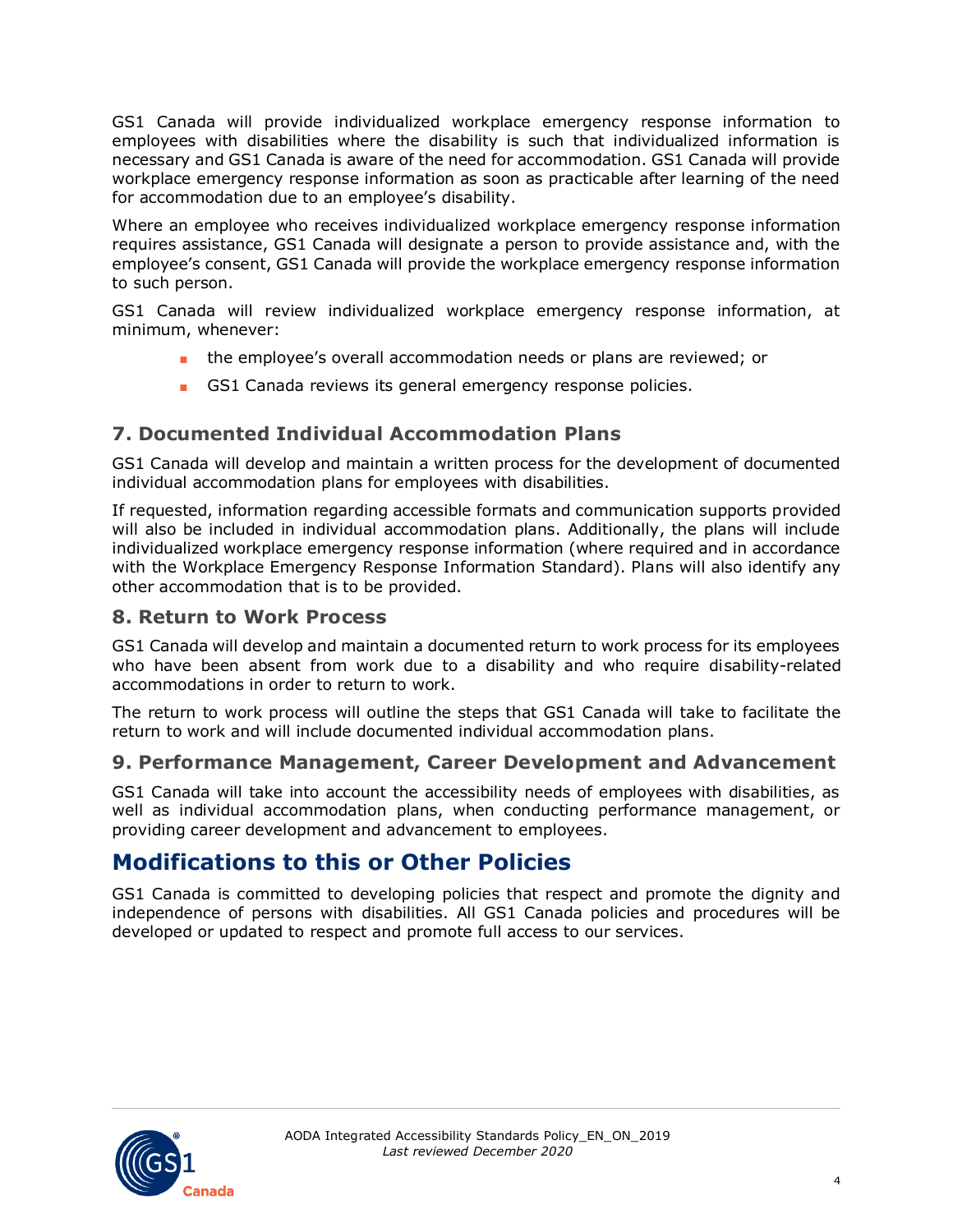GS1 Canada will provide individualized workplace emergency response information to employees with disabilities where the disability is such that individualized information is necessary and GS1 Canada is aware of the need for accommodation. GS1 Canada will provide workplace emergency response information as soon as practicable after learning of the need for accommodation due to an employee's disability.

Where an employee who receives individualized workplace emergency response information requires assistance, GS1 Canada will designate a person to provide assistance and, with the employee's consent, GS1 Canada will provide the workplace emergency response information to such person.

GS1 Canada will review individualized workplace emergency response information, at minimum, whenever:

- the employee's overall accommodation needs or plans are reviewed; or
- GS1 Canada reviews its general emergency response policies.

### 7. Documented Individual Accommodation Plans

GS1 Canada will develop and maintain a written process for the development of documented individual accommodation plans for employees with disabilities.

If requested, information regarding accessible formats and communication supports provided will also be included in individual accommodation plans. Additionally, the plans will include individualized workplace emergency response information (where required and in accordance with the Workplace Emergency Response Information Standard). Plans will also identify any other accommodation that is to be provided.

### 8. Return to Work Process

GS1 Canada will develop and maintain a documented return to work process for its employees who have been absent from work due to a disability and who require disability-related accommodations in order to return to work.

The return to work process will outline the steps that GS1 Canada will take to facilitate the return to work and will include documented individual accommodation plans.

### 9. Performance Management, Career Development and Advancement

GS1 Canada will take into account the accessibility needs of employees with disabilities, as well as individual accommodation plans, when conducting performance management, or providing career development and advancement to employees.

## Modifications to this or Other Policies

GS1 Canada is committed to developing policies that respect and promote the dignity and independence of persons with disabilities. All GS1 Canada policies and procedures will be developed or updated to respect and promote full access to our services.